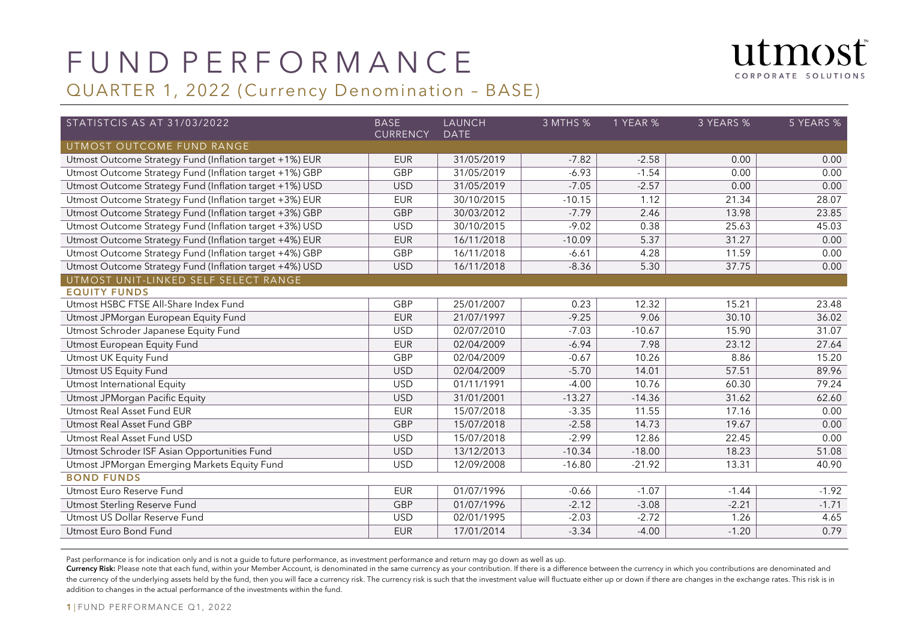# FUND PERFORMANCE

## QUARTER 1, 2022 (Currency Denomination – BASE)

utmost CORPORATE SOLUTIONS

| STATISTCIS AS AT 31/03/2022 | BASE CURRENCY | LAUNCH DATE | 3 MTHS % | 1 YEAR % | 3 YEARS % | 5 YEARS % |
|---|---|---|---|---|---|---|
| UTMOST OUTCOME FUND RANGE | | | | | | |
| Utmost Outcome Strategy Fund (Inflation target +1%) EUR | EUR | 31/05/2019 | -7.82 | -2.58 | 0.00 | 0.00 |
| Utmost Outcome Strategy Fund (Inflation target +1%) GBP | GBP | 31/05/2019 | -6.93 | -1.54 | 0.00 | 0.00 |
| Utmost Outcome Strategy Fund (Inflation target +1%) USD | USD | 31/05/2019 | -7.05 | -2.57 | 0.00 | 0.00 |
| Utmost Outcome Strategy Fund (Inflation target +3%) EUR | EUR | 30/10/2015 | -10.15 | 1.12 | 21.34 | 28.07 |
| Utmost Outcome Strategy Fund (Inflation target +3%) GBP | GBP | 30/03/2012 | -7.79 | 2.46 | 13.98 | 23.85 |
| Utmost Outcome Strategy Fund (Inflation target +3%) USD | USD | 30/10/2015 | -9.02 | 0.38 | 25.63 | 45.03 |
| Utmost Outcome Strategy Fund (Inflation target +4%) EUR | EUR | 16/11/2018 | -10.09 | 5.37 | 31.27 | 0.00 |
| Utmost Outcome Strategy Fund (Inflation target +4%) GBP | GBP | 16/11/2018 | -6.61 | 4.28 | 11.59 | 0.00 |
| Utmost Outcome Strategy Fund (Inflation target +4%) USD | USD | 16/11/2018 | -8.36 | 5.30 | 37.75 | 0.00 |
| UTMOST UNIT-LINKED SELF SELECT RANGE | | | | | | |
| **EQUITY FUNDS** | | | | | | |
| Utmost HSBC FTSE All-Share Index Fund | GBP | 25/01/2007 | 0.23 | 12.32 | 15.21 | 23.48 |
| Utmost JPMorgan European Equity Fund | EUR | 21/07/1997 | -9.25 | 9.06 | 30.10 | 36.02 |
| Utmost Schroder Japanese Equity Fund | USD | 02/07/2010 | -7.03 | -10.67 | 15.90 | 31.07 |
| Utmost European Equity Fund | EUR | 02/04/2009 | -6.94 | 7.98 | 23.12 | 27.64 |
| Utmost UK Equity Fund | GBP | 02/04/2009 | -0.67 | 10.26 | 8.86 | 15.20 |
| Utmost US Equity Fund | USD | 02/04/2009 | -5.70 | 14.01 | 57.51 | 89.96 |
| Utmost International Equity | USD | 01/11/1991 | -4.00 | 10.76 | 60.30 | 79.24 |
| Utmost JPMorgan Pacific Equity | USD | 31/01/2001 | -13.27 | -14.36 | 31.62 | 62.60 |
| Utmost Real Asset Fund EUR | EUR | 15/07/2018 | -3.35 | 11.55 | 17.16 | 0.00 |
| Utmost Real Asset Fund GBP | GBP | 15/07/2018 | -2.58 | 14.73 | 19.67 | 0.00 |
| Utmost Real Asset Fund USD | USD | 15/07/2018 | -2.99 | 12.86 | 22.45 | 0.00 |
| Utmost Schroder ISF Asian Opportunities Fund | USD | 13/12/2013 | -10.34 | -18.00 | 18.23 | 51.08 |
| Utmost JPMorgan Emerging Markets Equity Fund | USD | 12/09/2008 | -16.80 | -21.92 | 13.31 | 40.90 |
| **BOND FUNDS** | | | | | | |
| Utmost Euro Reserve Fund | EUR | 01/07/1996 | -0.66 | -1.07 | -1.44 | -1.92 |
| Utmost Sterling Reserve Fund | GBP | 01/07/1996 | -2.12 | -3.08 | -2.21 | -1.71 |
| Utmost US Dollar Reserve Fund | USD | 02/01/1995 | -2.03 | -2.72 | 1.26 | 4.65 |
| Utmost Euro Bond Fund | EUR | 17/01/2014 | -3.34 | -4.00 | -1.20 | 0.79 |

Past performance is for indication only and is not a guide to future performance, as investment performance and return may go down as well as up.

**Currency Risk:** Please note that each fund, within your Member Account, is denominated in the same currency as your contribution. If there is a difference between the currency in which you contributions are denominated and the currency of the underlying assets held by the fund, then you will face a currency risk. The currency risk is such that the investment value will fluctuate either up or down if there are changes in the exchange rates. This risk is in addition to changes in the actual performance of the investments within the fund.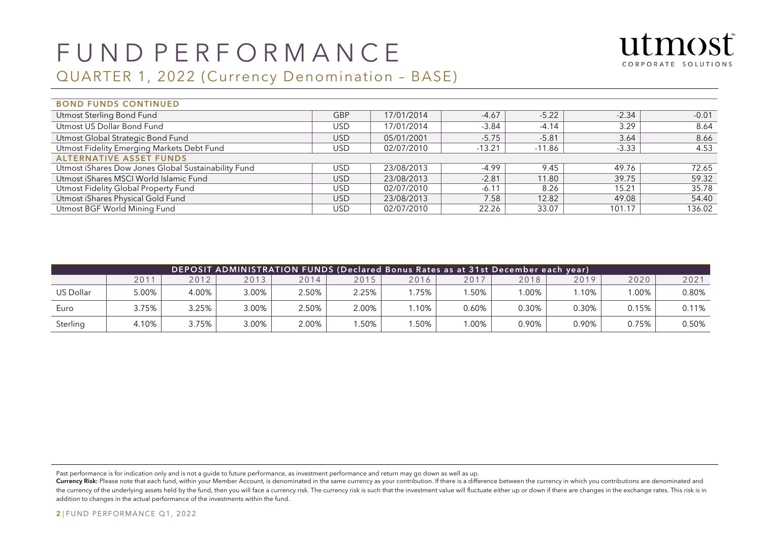# FUND PERFORMANCE

## QUARTER 1, 2022 (Currency Denomination – BASE)

| BOND FUNDS CONTINUED | | | | | | |
|---|---|---|---|---|---|---|
| Utmost Sterling Bond Fund | GBP | 17/01/2014 | -4.67 | -5.22 | -2.34 | -0.01 |
| Utmost US Dollar Bond Fund | USD | 17/01/2014 | -3.84 | -4.14 | 3.29 | 8.64 |
| Utmost Global Strategic Bond Fund | USD | 05/01/2001 | -5.75 | -5.81 | 3.64 | 8.66 |
| Utmost Fidelity Emerging Markets Debt Fund | USD | 02/07/2010 | -13.21 | -11.86 | -3.33 | 4.53 |
| **ALTERNATIVE ASSET FUNDS** | | | | | | |
| Utmost iShares Dow Jones Global Sustainability Fund | USD | 23/08/2013 | -4.99 | 9.45 | 49.76 | 72.65 |
| Utmost iShares MSCI World Islamic Fund | USD | 23/08/2013 | -2.81 | 11.80 | 39.75 | 59.32 |
| Utmost Fidelity Global Property Fund | USD | 02/07/2010 | -6.11 | 8.26 | 15.21 | 35.78 |
| Utmost iShares Physical Gold Fund | USD | 23/08/2013 | 7.58 | 12.82 | 49.08 | 54.40 |
| Utmost BGF World Mining Fund | USD | 02/07/2010 | 22.26 | 33.07 | 101.17 | 136.02 |

| DEPOSIT ADMINISTRATION FUNDS (Declared Bonus Rates as at 31st December each year) | | | | | | | | | | | |
|---|---|---|---|---|---|---|---|---|---|---|---|
| | 2011 | 2012 | 2013 | 2014 | 2015 | 2016 | 2017 | 2018 | 2019 | 2020 | 2021 |
| US Dollar | 5.00% | 4.00% | 3.00% | 2.50% | 2.25% | 1.75% | 1.50% | 1.00% | 1.10% | 1.00% | 0.80% |
| Euro | 3.75% | 3.25% | 3.00% | 2.50% | 2.00% | 1.10% | 0.60% | 0.30% | 0.30% | 0.15% | 0.11% |
| Sterling | 4.10% | 3.75% | 3.00% | 2.00% | 1.50% | 1.50% | 1.00% | 0.90% | 0.90% | 0.75% | 0.50% |

Past performance is for indication only and is not a guide to future performance, as investment performance and return may go down as well as up.

**Currency Risk:** Please note that each fund, within your Member Account, is denominated in the same currency as your contribution. If there is a difference between the currency in which you contributions are denominated and the currency of the underlying assets held by the fund, then you will face a currency risk. The currency risk is such that the investment value will fluctuate either up or down if there are changes in the exchange rates. This risk is in addition to changes in the actual performance of the investments within the fund.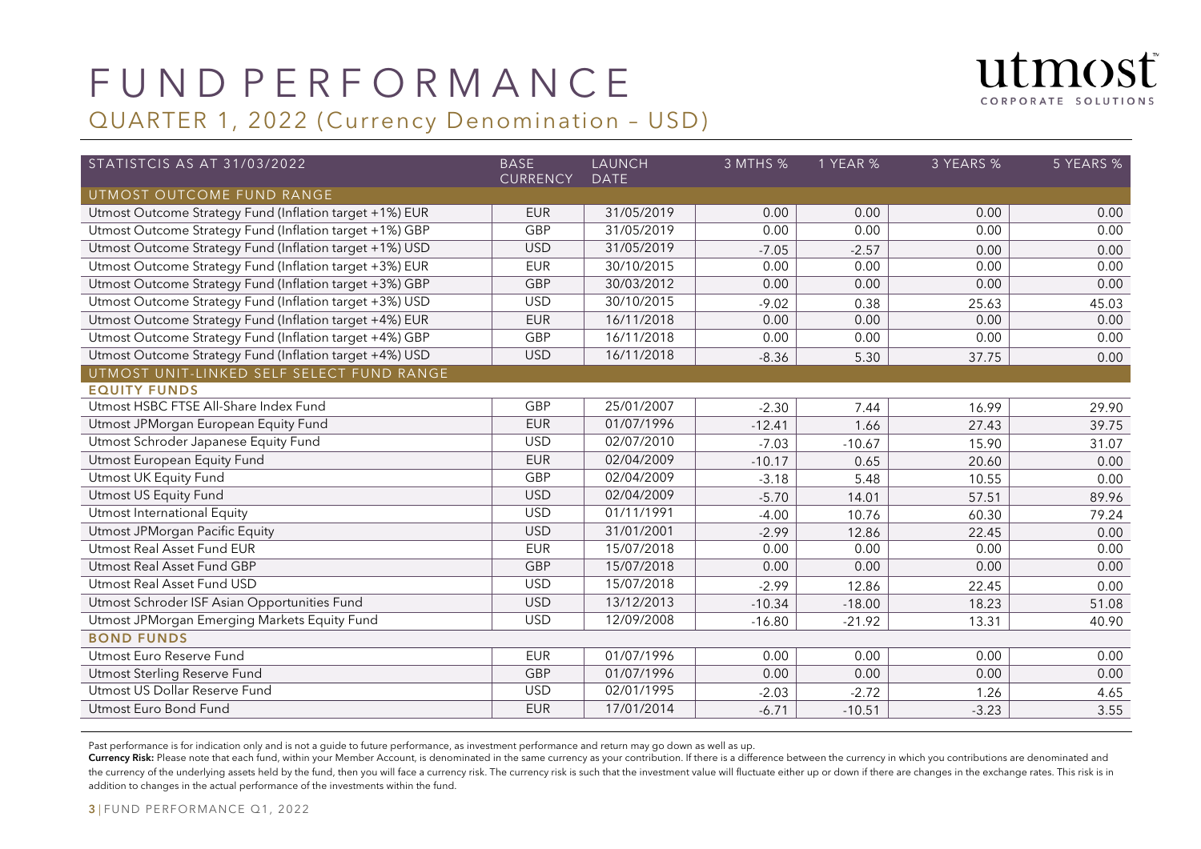# FUND PERFORMANCE

## QUARTER 1, 2022 (Currency Denomination – USD)

| STATISTCIS AS AT 31/03/2022 | BASE CURRENCY | LAUNCH DATE | 3 MTHS % | 1 YEAR % | 3 YEARS % | 5 YEARS % |
|---|---|---|---|---|---|---|
| **UTMOST OUTCOME FUND RANGE** | | | | | | |
| Utmost Outcome Strategy Fund (Inflation target +1%) EUR | EUR | 31/05/2019 | 0.00 | 0.00 | 0.00 | 0.00 |
| Utmost Outcome Strategy Fund (Inflation target +1%) GBP | GBP | 31/05/2019 | 0.00 | 0.00 | 0.00 | 0.00 |
| Utmost Outcome Strategy Fund (Inflation target +1%) USD | USD | 31/05/2019 | -7.05 | -2.57 | 0.00 | 0.00 |
| Utmost Outcome Strategy Fund (Inflation target +3%) EUR | EUR | 30/10/2015 | 0.00 | 0.00 | 0.00 | 0.00 |
| Utmost Outcome Strategy Fund (Inflation target +3%) GBP | GBP | 30/03/2012 | 0.00 | 0.00 | 0.00 | 0.00 |
| Utmost Outcome Strategy Fund (Inflation target +3%) USD | USD | 30/10/2015 | -9.02 | 0.38 | 25.63 | 45.03 |
| Utmost Outcome Strategy Fund (Inflation target +4%) EUR | EUR | 16/11/2018 | 0.00 | 0.00 | 0.00 | 0.00 |
| Utmost Outcome Strategy Fund (Inflation target +4%) GBP | GBP | 16/11/2018 | 0.00 | 0.00 | 0.00 | 0.00 |
| Utmost Outcome Strategy Fund (Inflation target +4%) USD | USD | 16/11/2018 | -8.36 | 5.30 | 37.75 | 0.00 |
| **UTMOST UNIT-LINKED SELF SELECT FUND RANGE** | | | | | | |
| **EQUITY FUNDS** | | | | | | |
| Utmost HSBC FTSE All-Share Index Fund | GBP | 25/01/2007 | -2.30 | 7.44 | 16.99 | 29.90 |
| Utmost JPMorgan European Equity Fund | EUR | 01/07/1996 | -12.41 | 1.66 | 27.43 | 39.75 |
| Utmost Schroder Japanese Equity Fund | USD | 02/07/2010 | -7.03 | -10.67 | 15.90 | 31.07 |
| Utmost European Equity Fund | EUR | 02/04/2009 | -10.17 | 0.65 | 20.60 | 0.00 |
| Utmost UK Equity Fund | GBP | 02/04/2009 | -3.18 | 5.48 | 10.55 | 0.00 |
| Utmost US Equity Fund | USD | 02/04/2009 | -5.70 | 14.01 | 57.51 | 89.96 |
| Utmost International Equity | USD | 01/11/1991 | -4.00 | 10.76 | 60.30 | 79.24 |
| Utmost JPMorgan Pacific Equity | USD | 31/01/2001 | -2.99 | 12.86 | 22.45 | 0.00 |
| Utmost Real Asset Fund EUR | EUR | 15/07/2018 | 0.00 | 0.00 | 0.00 | 0.00 |
| Utmost Real Asset Fund GBP | GBP | 15/07/2018 | 0.00 | 0.00 | 0.00 | 0.00 |
| Utmost Real Asset Fund USD | USD | 15/07/2018 | -2.99 | 12.86 | 22.45 | 0.00 |
| Utmost Schroder ISF Asian Opportunities Fund | USD | 13/12/2013 | -10.34 | -18.00 | 18.23 | 51.08 |
| Utmost JPMorgan Emerging Markets Equity Fund | USD | 12/09/2008 | -16.80 | -21.92 | 13.31 | 40.90 |
| **BOND FUNDS** | | | | | | |
| Utmost Euro Reserve Fund | EUR | 01/07/1996 | 0.00 | 0.00 | 0.00 | 0.00 |
| Utmost Sterling Reserve Fund | GBP | 01/07/1996 | 0.00 | 0.00 | 0.00 | 0.00 |
| Utmost US Dollar Reserve Fund | USD | 02/01/1995 | -2.03 | -2.72 | 1.26 | 4.65 |
| Utmost Euro Bond Fund | EUR | 17/01/2014 | -6.71 | -10.51 | -3.23 | 3.55 |

Past performance is for indication only and is not a guide to future performance, as investment performance and return may go down as well as up.

**Currency Risk:** Please note that each fund, within your Member Account, is denominated in the same currency as your contribution. If there is a difference between the currency in which you contributions are denominated and the currency of the underlying assets held by the fund, then you will face a currency risk. The currency risk is such that the investment value will fluctuate either up or down if there are changes in the exchange rates. This risk is in addition to changes in the actual performance of the investments within the fund.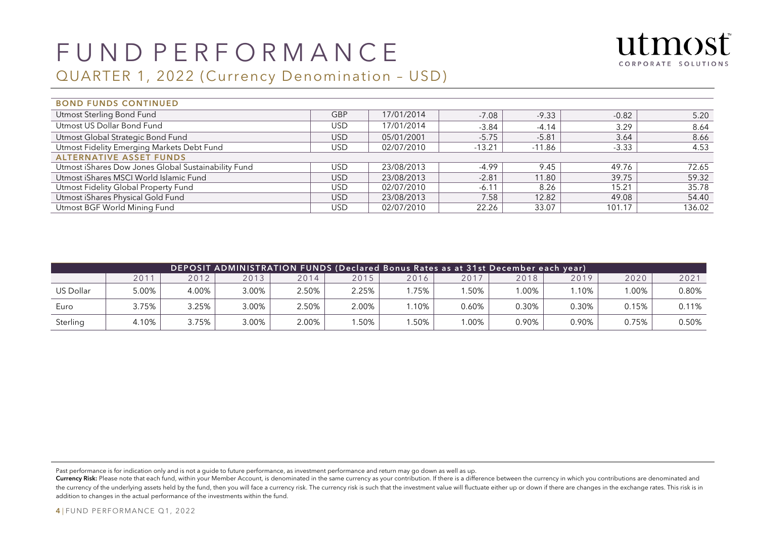# FUND PERFORMANCE

## QUARTER 1, 2022 (Currency Denomination – USD)

| BOND FUNDS CONTINUED | | | | | | |
|---|---|---|---|---|---|---|
| Utmost Sterling Bond Fund | GBP | 17/01/2014 | -7.08 | -9.33 | -0.82 | 5.20 |
| Utmost US Dollar Bond Fund | USD | 17/01/2014 | -3.84 | -4.14 | 3.29 | 8.64 |
| Utmost Global Strategic Bond Fund | USD | 05/01/2001 | -5.75 | -5.81 | 3.64 | 8.66 |
| Utmost Fidelity Emerging Markets Debt Fund | USD | 02/07/2010 | -13.21 | -11.86 | -3.33 | 4.53 |
| **ALTERNATIVE ASSET FUNDS** | | | | | | |
| Utmost iShares Dow Jones Global Sustainability Fund | USD | 23/08/2013 | -4.99 | 9.45 | 49.76 | 72.65 |
| Utmost iShares MSCI World Islamic Fund | USD | 23/08/2013 | -2.81 | 11.80 | 39.75 | 59.32 |
| Utmost Fidelity Global Property Fund | USD | 02/07/2010 | -6.11 | 8.26 | 15.21 | 35.78 |
| Utmost iShares Physical Gold Fund | USD | 23/08/2013 | 7.58 | 12.82 | 49.08 | 54.40 |
| Utmost BGF World Mining Fund | USD | 02/07/2010 | 22.26 | 33.07 | 101.17 | 136.02 |

| DEPOSIT ADMINISTRATION FUNDS (Declared Bonus Rates as at 31st December each year) | | | | | | | | | | | |
|---|---|---|---|---|---|---|---|---|---|---|---|
| | 2011 | 2012 | 2013 | 2014 | 2015 | 2016 | 2017 | 2018 | 2019 | 2020 | 2021 |
| US Dollar | 5.00% | 4.00% | 3.00% | 2.50% | 2.25% | 1.75% | 1.50% | 1.00% | 1.10% | 1.00% | 0.80% |
| Euro | 3.75% | 3.25% | 3.00% | 2.50% | 2.00% | 1.10% | 0.60% | 0.30% | 0.30% | 0.15% | 0.11% |
| Sterling | 4.10% | 3.75% | 3.00% | 2.00% | 1.50% | 1.50% | 1.00% | 0.90% | 0.90% | 0.75% | 0.50% |

Past performance is for indication only and is not a guide to future performance, as investment performance and return may go down as well as up.

**Currency Risk:** Please note that each fund, within your Member Account, is denominated in the same currency as your contribution. If there is a difference between the currency in which you contributions are denominated and the currency of the underlying assets held by the fund, then you will face a currency risk. The currency risk is such that the investment value will fluctuate either up or down if there are changes in the exchange rates. This risk is in addition to changes in the actual performance of the investments within the fund.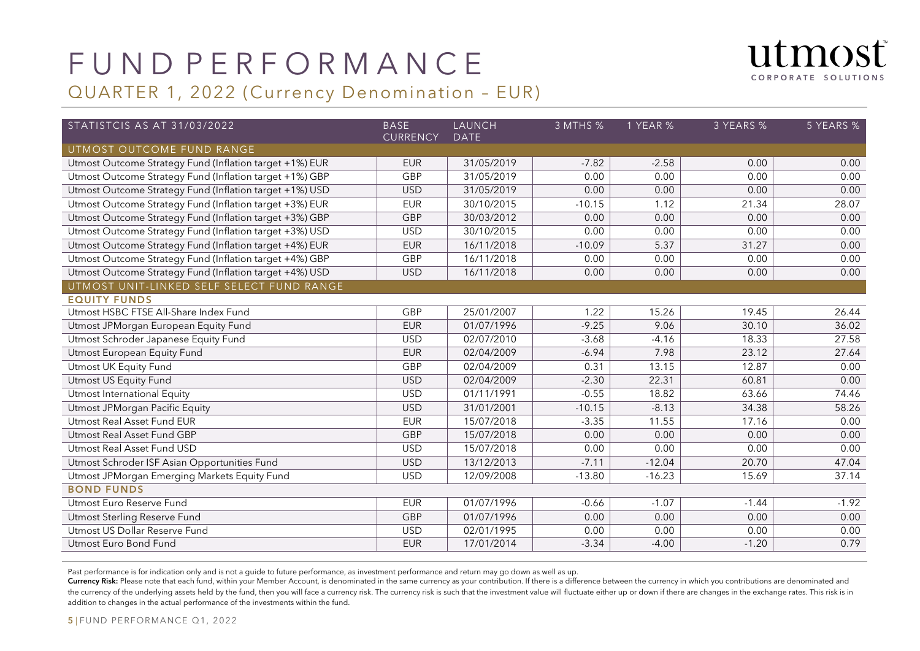# FUND PERFORMANCE

## QUARTER 1, 2022 (Currency Denomination – EUR)

| STATISTCIS AS AT 31/03/2022 | BASE CURRENCY | LAUNCH DATE | 3 MTHS % | 1 YEAR % | 3 YEARS % | 5 YEARS % |
|---|---|---|---|---|---|---|
| **UTMOST OUTCOME FUND RANGE** | | | | | | |
| Utmost Outcome Strategy Fund (Inflation target +1%) EUR | EUR | 31/05/2019 | -7.82 | -2.58 | 0.00 | 0.00 |
| Utmost Outcome Strategy Fund (Inflation target +1%) GBP | GBP | 31/05/2019 | 0.00 | 0.00 | 0.00 | 0.00 |
| Utmost Outcome Strategy Fund (Inflation target +1%) USD | USD | 31/05/2019 | 0.00 | 0.00 | 0.00 | 0.00 |
| Utmost Outcome Strategy Fund (Inflation target +3%) EUR | EUR | 30/10/2015 | -10.15 | 1.12 | 21.34 | 28.07 |
| Utmost Outcome Strategy Fund (Inflation target +3%) GBP | GBP | 30/03/2012 | 0.00 | 0.00 | 0.00 | 0.00 |
| Utmost Outcome Strategy Fund (Inflation target +3%) USD | USD | 30/10/2015 | 0.00 | 0.00 | 0.00 | 0.00 |
| Utmost Outcome Strategy Fund (Inflation target +4%) EUR | EUR | 16/11/2018 | -10.09 | 5.37 | 31.27 | 0.00 |
| Utmost Outcome Strategy Fund (Inflation target +4%) GBP | GBP | 16/11/2018 | 0.00 | 0.00 | 0.00 | 0.00 |
| Utmost Outcome Strategy Fund (Inflation target +4%) USD | USD | 16/11/2018 | 0.00 | 0.00 | 0.00 | 0.00 |
| **UTMOST UNIT-LINKED SELF SELECT FUND RANGE** | | | | | | |
| **EQUITY FUNDS** | | | | | | |
| Utmost HSBC FTSE All-Share Index Fund | GBP | 25/01/2007 | 1.22 | 15.26 | 19.45 | 26.44 |
| Utmost JPMorgan European Equity Fund | EUR | 01/07/1996 | -9.25 | 9.06 | 30.10 | 36.02 |
| Utmost Schroder Japanese Equity Fund | USD | 02/07/2010 | -3.68 | -4.16 | 18.33 | 27.58 |
| Utmost European Equity Fund | EUR | 02/04/2009 | -6.94 | 7.98 | 23.12 | 27.64 |
| Utmost UK Equity Fund | GBP | 02/04/2009 | 0.31 | 13.15 | 12.87 | 0.00 |
| Utmost US Equity Fund | USD | 02/04/2009 | -2.30 | 22.31 | 60.81 | 0.00 |
| Utmost International Equity | USD | 01/11/1991 | -0.55 | 18.82 | 63.66 | 74.46 |
| Utmost JPMorgan Pacific Equity | USD | 31/01/2001 | -10.15 | -8.13 | 34.38 | 58.26 |
| Utmost Real Asset Fund EUR | EUR | 15/07/2018 | -3.35 | 11.55 | 17.16 | 0.00 |
| Utmost Real Asset Fund GBP | GBP | 15/07/2018 | 0.00 | 0.00 | 0.00 | 0.00 |
| Utmost Real Asset Fund USD | USD | 15/07/2018 | 0.00 | 0.00 | 0.00 | 0.00 |
| Utmost Schroder ISF Asian Opportunities Fund | USD | 13/12/2013 | -7.11 | -12.04 | 20.70 | 47.04 |
| Utmost JPMorgan Emerging Markets Equity Fund | USD | 12/09/2008 | -13.80 | -16.23 | 15.69 | 37.14 |
| **BOND FUNDS** | | | | | | |
| Utmost Euro Reserve Fund | EUR | 01/07/1996 | -0.66 | -1.07 | -1.44 | -1.92 |
| Utmost Sterling Reserve Fund | GBP | 01/07/1996 | 0.00 | 0.00 | 0.00 | 0.00 |
| Utmost US Dollar Reserve Fund | USD | 02/01/1995 | 0.00 | 0.00 | 0.00 | 0.00 |
| Utmost Euro Bond Fund | EUR | 17/01/2014 | -3.34 | -4.00 | -1.20 | 0.79 |

Past performance is for indication only and is not a guide to future performance, as investment performance and return may go down as well as up.

**Currency Risk:** Please note that each fund, within your Member Account, is denominated in the same currency as your contribution. If there is a difference between the currency in which you contributions are denominated and the currency of the underlying assets held by the fund, then you will face a currency risk. The currency risk is such that the investment value will fluctuate either up or down if there are changes in the exchange rates. This risk is in addition to changes in the actual performance of the investments within the fund.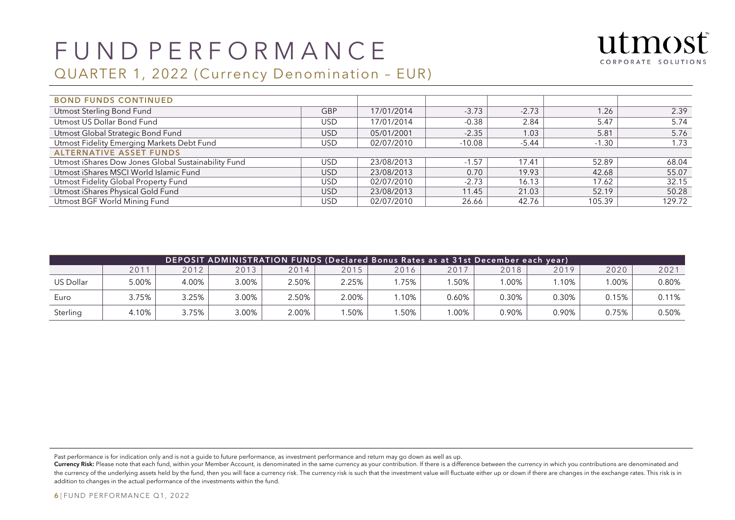# FUND PERFORMANCE

## QUARTER 1, 2022 (Currency Denomination – EUR)

| BOND FUNDS CONTINUED | | | | | | |
|---|---|---|---|---|---|---|
| Utmost Sterling Bond Fund | GBP | 17/01/2014 | -3.73 | -2.73 | 1.26 | 2.39 |
| Utmost US Dollar Bond Fund | USD | 17/01/2014 | -0.38 | 2.84 | 5.47 | 5.74 |
| Utmost Global Strategic Bond Fund | USD | 05/01/2001 | -2.35 | 1.03 | 5.81 | 5.76 |
| Utmost Fidelity Emerging Markets Debt Fund | USD | 02/07/2010 | -10.08 | -5.44 | -1.30 | 1.73 |
| **ALTERNATIVE ASSET FUNDS** | | | | | | |
| Utmost iShares Dow Jones Global Sustainability Fund | USD | 23/08/2013 | -1.57 | 17.41 | 52.89 | 68.04 |
| Utmost iShares MSCI World Islamic Fund | USD | 23/08/2013 | 0.70 | 19.93 | 42.68 | 55.07 |
| Utmost Fidelity Global Property Fund | USD | 02/07/2010 | -2.73 | 16.13 | 17.62 | 32.15 |
| Utmost iShares Physical Gold Fund | USD | 23/08/2013 | 11.45 | 21.03 | 52.19 | 50.28 |
| Utmost BGF World Mining Fund | USD | 02/07/2010 | 26.66 | 42.76 | 105.39 | 129.72 |

| DEPOSIT ADMINISTRATION FUNDS (Declared Bonus Rates as at 31st December each year) | | | | | | | | | | | |
|---|---|---|---|---|---|---|---|---|---|---|---|
| | 2011 | 2012 | 2013 | 2014 | 2015 | 2016 | 2017 | 2018 | 2019 | 2020 | 2021 |
| US Dollar | 5.00% | 4.00% | 3.00% | 2.50% | 2.25% | 1.75% | 1.50% | 1.00% | 1.10% | 1.00% | 0.80% |
| Euro | 3.75% | 3.25% | 3.00% | 2.50% | 2.00% | 1.10% | 0.60% | 0.30% | 0.30% | 0.15% | 0.11% |
| Sterling | 4.10% | 3.75% | 3.00% | 2.00% | 1.50% | 1.50% | 1.00% | 0.90% | 0.90% | 0.75% | 0.50% |

Past performance is for indication only and is not a guide to future performance, as investment performance and return may go down as well as up.

**Currency Risk:** Please note that each fund, within your Member Account, is denominated in the same currency as your contribution. If there is a difference between the currency in which you contributions are denominated and the currency of the underlying assets held by the fund, then you will face a currency risk. The currency risk is such that the investment value will fluctuate either up or down if there are changes in the exchange rates. This risk is in addition to changes in the actual performance of the investments within the fund.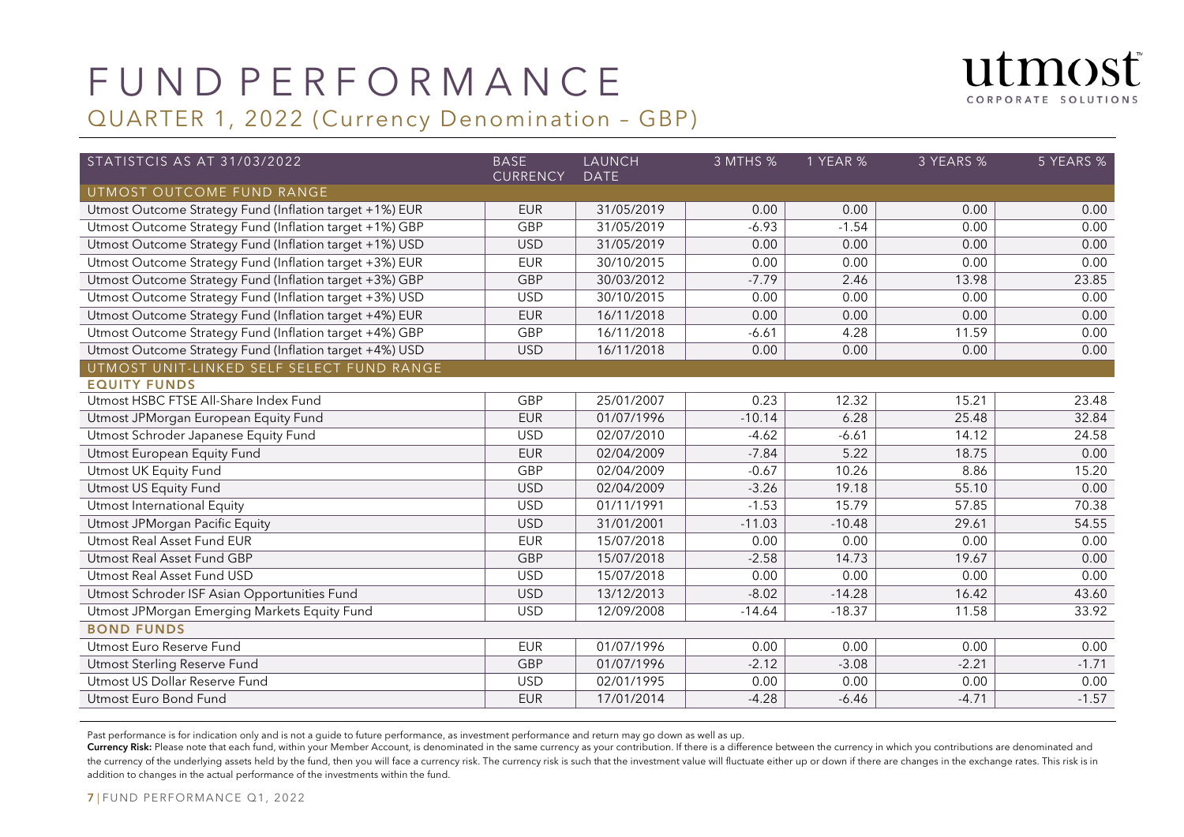# FUND PERFORMANCE

## QUARTER 1, 2022 (Currency Denomination – GBP)

| STATISTCIS AS AT 31/03/2022 | BASE CURRENCY | LAUNCH DATE | 3 MTHS % | 1 YEAR % | 3 YEARS % | 5 YEARS % |
|---|---|---|---|---|---|---|
| **UTMOST OUTCOME FUND RANGE** | | | | | | |
| Utmost Outcome Strategy Fund (Inflation target +1%) EUR | EUR | 31/05/2019 | 0.00 | 0.00 | 0.00 | 0.00 |
| Utmost Outcome Strategy Fund (Inflation target +1%) GBP | GBP | 31/05/2019 | -6.93 | -1.54 | 0.00 | 0.00 |
| Utmost Outcome Strategy Fund (Inflation target +1%) USD | USD | 31/05/2019 | 0.00 | 0.00 | 0.00 | 0.00 |
| Utmost Outcome Strategy Fund (Inflation target +3%) EUR | EUR | 30/10/2015 | 0.00 | 0.00 | 0.00 | 0.00 |
| Utmost Outcome Strategy Fund (Inflation target +3%) GBP | GBP | 30/03/2012 | -7.79 | 2.46 | 13.98 | 23.85 |
| Utmost Outcome Strategy Fund (Inflation target +3%) USD | USD | 30/10/2015 | 0.00 | 0.00 | 0.00 | 0.00 |
| Utmost Outcome Strategy Fund (Inflation target +4%) EUR | EUR | 16/11/2018 | 0.00 | 0.00 | 0.00 | 0.00 |
| Utmost Outcome Strategy Fund (Inflation target +4%) GBP | GBP | 16/11/2018 | -6.61 | 4.28 | 11.59 | 0.00 |
| Utmost Outcome Strategy Fund (Inflation target +4%) USD | USD | 16/11/2018 | 0.00 | 0.00 | 0.00 | 0.00 |
| **UTMOST UNIT-LINKED SELF SELECT FUND RANGE** | | | | | | |
| **EQUITY FUNDS** | | | | | | |
| Utmost HSBC FTSE All-Share Index Fund | GBP | 25/01/2007 | 0.23 | 12.32 | 15.21 | 23.48 |
| Utmost JPMorgan European Equity Fund | EUR | 01/07/1996 | -10.14 | 6.28 | 25.48 | 32.84 |
| Utmost Schroder Japanese Equity Fund | USD | 02/07/2010 | -4.62 | -6.61 | 14.12 | 24.58 |
| Utmost European Equity Fund | EUR | 02/04/2009 | -7.84 | 5.22 | 18.75 | 0.00 |
| Utmost UK Equity Fund | GBP | 02/04/2009 | -0.67 | 10.26 | 8.86 | 15.20 |
| Utmost US Equity Fund | USD | 02/04/2009 | -3.26 | 19.18 | 55.10 | 0.00 |
| Utmost International Equity | USD | 01/11/1991 | -1.53 | 15.79 | 57.85 | 70.38 |
| Utmost JPMorgan Pacific Equity | USD | 31/01/2001 | -11.03 | -10.48 | 29.61 | 54.55 |
| Utmost Real Asset Fund EUR | EUR | 15/07/2018 | 0.00 | 0.00 | 0.00 | 0.00 |
| Utmost Real Asset Fund GBP | GBP | 15/07/2018 | -2.58 | 14.73 | 19.67 | 0.00 |
| Utmost Real Asset Fund USD | USD | 15/07/2018 | 0.00 | 0.00 | 0.00 | 0.00 |
| Utmost Schroder ISF Asian Opportunities Fund | USD | 13/12/2013 | -8.02 | -14.28 | 16.42 | 43.60 |
| Utmost JPMorgan Emerging Markets Equity Fund | USD | 12/09/2008 | -14.64 | -18.37 | 11.58 | 33.92 |
| **BOND FUNDS** | | | | | | |
| Utmost Euro Reserve Fund | EUR | 01/07/1996 | 0.00 | 0.00 | 0.00 | 0.00 |
| Utmost Sterling Reserve Fund | GBP | 01/07/1996 | -2.12 | -3.08 | -2.21 | -1.71 |
| Utmost US Dollar Reserve Fund | USD | 02/01/1995 | 0.00 | 0.00 | 0.00 | 0.00 |
| Utmost Euro Bond Fund | EUR | 17/01/2014 | -4.28 | -6.46 | -4.71 | -1.57 |

Past performance is for indication only and is not a guide to future performance, as investment performance and return may go down as well as up.

**Currency Risk:** Please note that each fund, within your Member Account, is denominated in the same currency as your contribution. If there is a difference between the currency in which you contributions are denominated and the currency of the underlying assets held by the fund, then you will face a currency risk. The currency risk is such that the investment value will fluctuate either up or down if there are changes in the exchange rates. This risk is in addition to changes in the actual performance of the investments within the fund.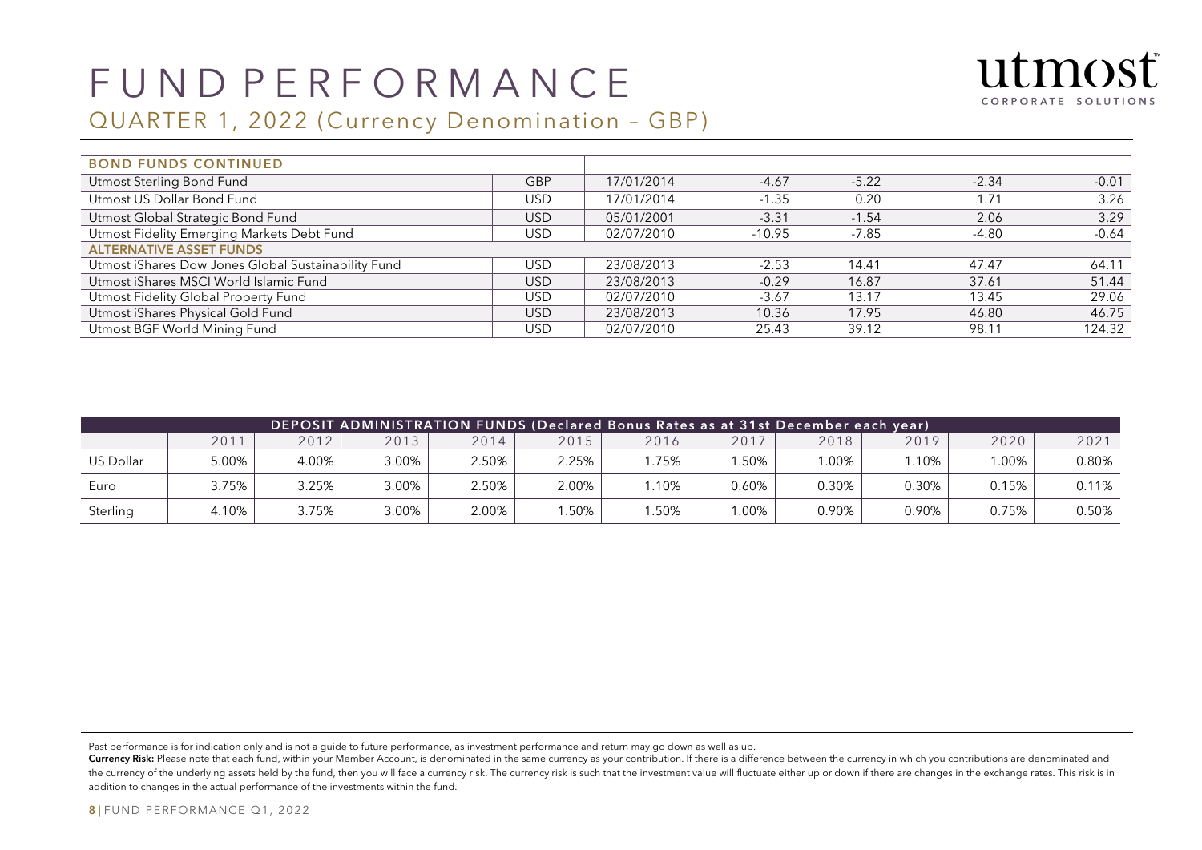# FUND PERFORMANCE

## QUARTER 1, 2022 (Currency Denomination – GBP)

| BOND FUNDS CONTINUED | | | | | | |
|---|---|---|---|---|---|---|
| Utmost Sterling Bond Fund | GBP | 17/01/2014 | -4.67 | -5.22 | -2.34 | -0.01 |
| Utmost US Dollar Bond Fund | USD | 17/01/2014 | -1.35 | 0.20 | 1.71 | 3.26 |
| Utmost Global Strategic Bond Fund | USD | 05/01/2001 | -3.31 | -1.54 | 2.06 | 3.29 |
| Utmost Fidelity Emerging Markets Debt Fund | USD | 02/07/2010 | -10.95 | -7.85 | -4.80 | -0.64 |
| **ALTERNATIVE ASSET FUNDS** | | | | | | |
| Utmost iShares Dow Jones Global Sustainability Fund | USD | 23/08/2013 | -2.53 | 14.41 | 47.47 | 64.11 |
| Utmost iShares MSCI World Islamic Fund | USD | 23/08/2013 | -0.29 | 16.87 | 37.61 | 51.44 |
| Utmost Fidelity Global Property Fund | USD | 02/07/2010 | -3.67 | 13.17 | 13.45 | 29.06 |
| Utmost iShares Physical Gold Fund | USD | 23/08/2013 | 10.36 | 17.95 | 46.80 | 46.75 |
| Utmost BGF World Mining Fund | USD | 02/07/2010 | 25.43 | 39.12 | 98.11 | 124.32 |

| DEPOSIT ADMINISTRATION FUNDS (Declared Bonus Rates as at 31st December each year) | | | | | | | | | | | |
|---|---|---|---|---|---|---|---|---|---|---|---|
| | 2011 | 2012 | 2013 | 2014 | 2015 | 2016 | 2017 | 2018 | 2019 | 2020 | 2021 |
| US Dollar | 5.00% | 4.00% | 3.00% | 2.50% | 2.25% | 1.75% | 1.50% | 1.00% | 1.10% | 1.00% | 0.80% |
| Euro | 3.75% | 3.25% | 3.00% | 2.50% | 2.00% | 1.10% | 0.60% | 0.30% | 0.30% | 0.15% | 0.11% |
| Sterling | 4.10% | 3.75% | 3.00% | 2.00% | 1.50% | 1.50% | 1.00% | 0.90% | 0.90% | 0.75% | 0.50% |

Past performance is for indication only and is not a guide to future performance, as investment performance and return may go down as well as up.

**Currency Risk:** Please note that each fund, within your Member Account, is denominated in the same currency as your contribution. If there is a difference between the currency in which you contributions are denominated and the currency of the underlying assets held by the fund, then you will face a currency risk. The currency risk is such that the investment value will fluctuate either up or down if there are changes in the exchange rates. This risk is in addition to changes in the actual performance of the investments within the fund.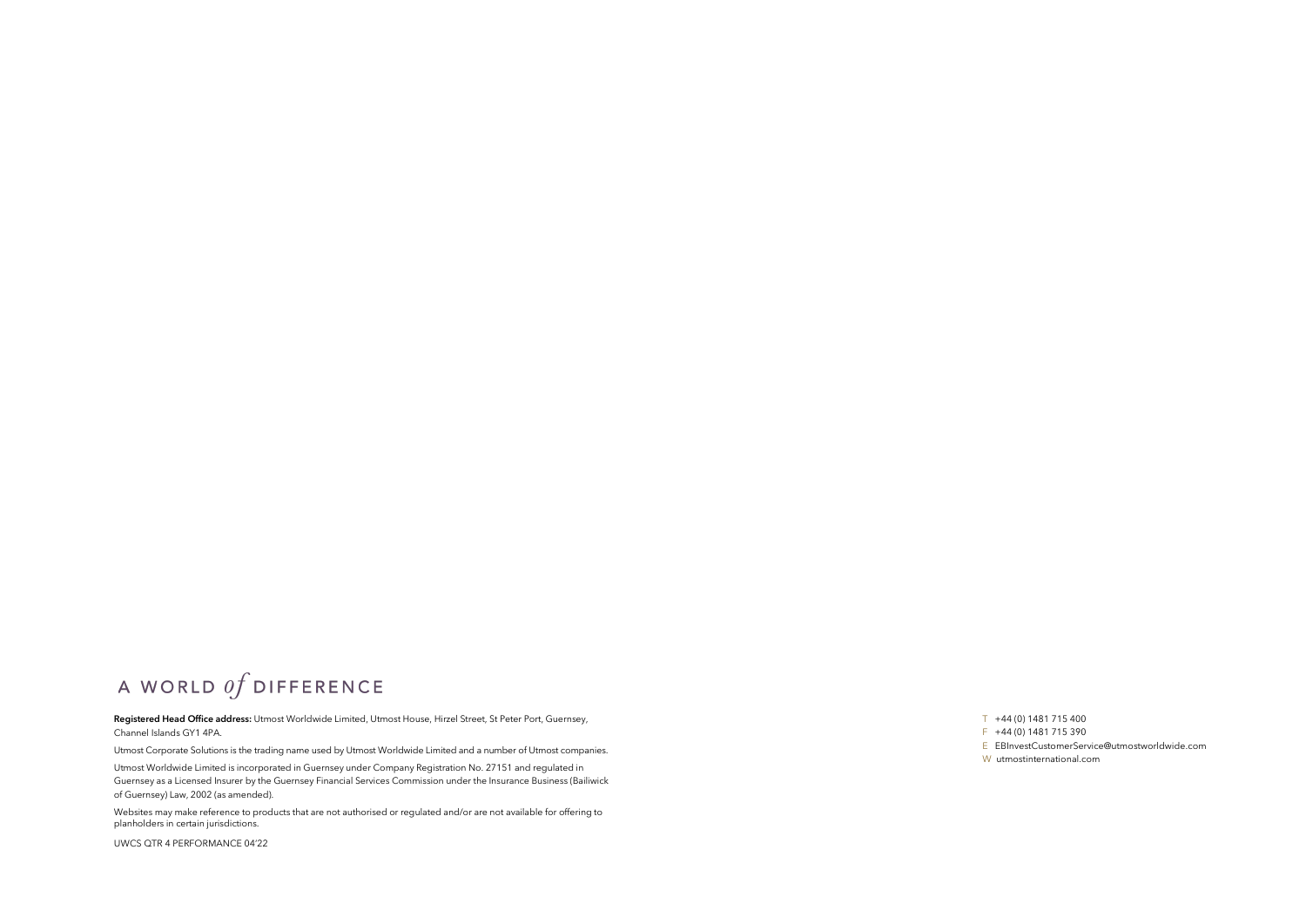A WORLD *of* DIFFERENCE

**Registered Head Office address:** Utmost Worldwide Limited, Utmost House, Hirzel Street, St Peter Port, Guernsey, Channel Islands GY1 4PA.

Utmost Corporate Solutions is the trading name used by Utmost Worldwide Limited and a number of Utmost companies.

Utmost Worldwide Limited is incorporated in Guernsey under Company Registration No. 27151 and regulated in Guernsey as a Licensed Insurer by the Guernsey Financial Services Commission under the Insurance Business (Bailiwick of Guernsey) Law, 2002 (as amended).

Websites may make reference to products that are not authorised or regulated and/or are not available for offering to planholders in certain jurisdictions.

UWCS QTR 4 PERFORMANCE 04'22

T +44 (0) 1481 715 400
F +44 (0) 1481 715 390
E EBInvestCustomerService@utmostworldwide.com
W utmostinternational.com